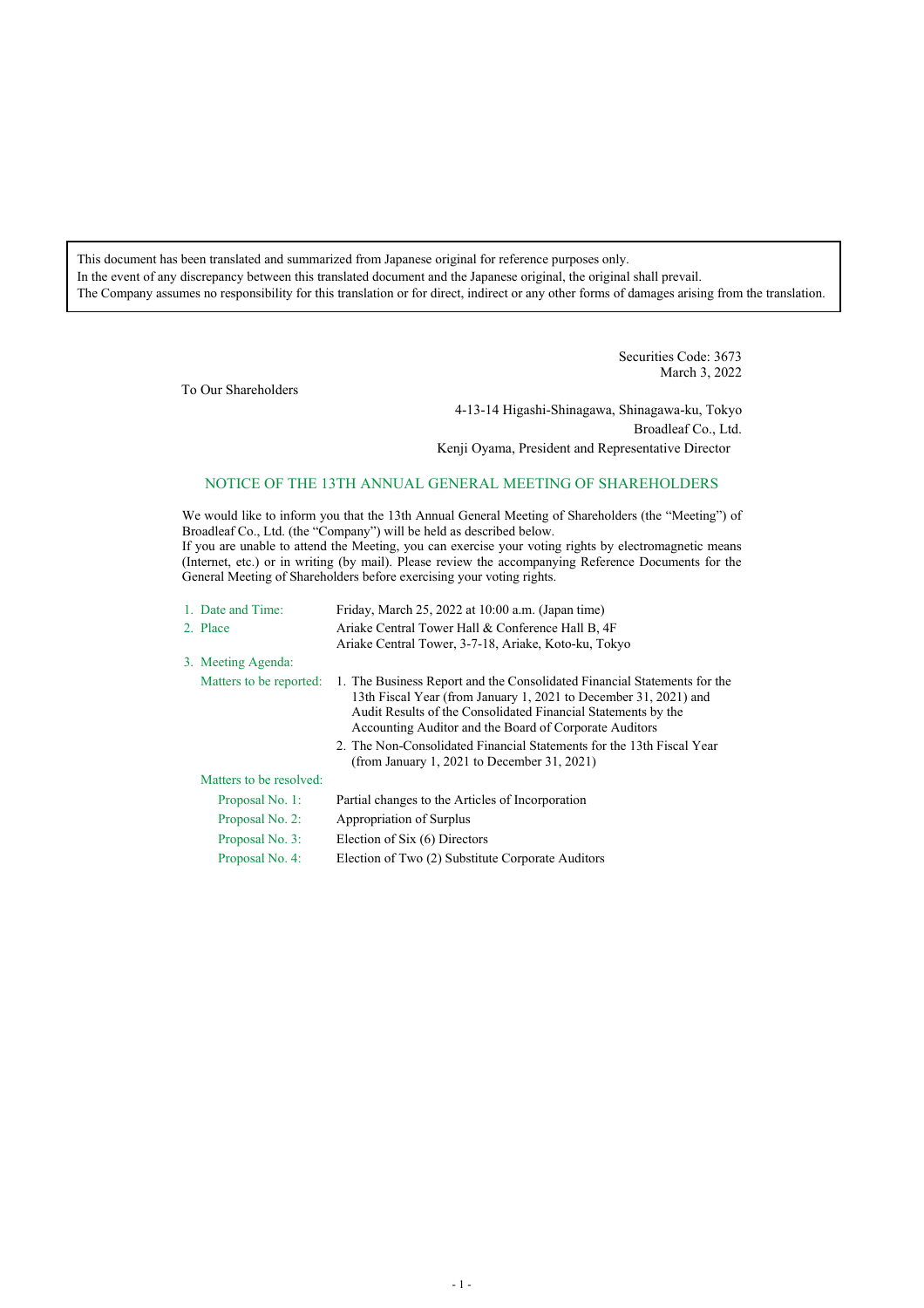This document has been translated and summarized from Japanese original for reference purposes only.
In the event of any discrepancy between this translated document and the Japanese original, the original shall prevail.
The Company assumes no responsibility for this translation or for direct, indirect or any other forms of damages arising from the translation.

Securities Code: 3673
March 3, 2022

To Our Shareholders

4-13-14 Higashi-Shinagawa, Shinagawa-ku, Tokyo
Broadleaf Co., Ltd.
Kenji Oyama, President and Representative Director

# NOTICE OF THE 13TH ANNUAL GENERAL MEETING OF SHAREHOLDERS

We would like to inform you that the 13th Annual General Meeting of Shareholders (the "Meeting") of Broadleaf Co., Ltd. (the "Company") will be held as described below.
If you are unable to attend the Meeting, you can exercise your voting rights by electromagnetic means (Internet, etc.) or in writing (by mail). Please review the accompanying Reference Documents for the General Meeting of Shareholders before exercising your voting rights.

1. Date and Time: Friday, March 25, 2022 at 10:00 a.m. (Japan time)
2. Place: Ariake Central Tower Hall & Conference Hall B, 4F
   Ariake Central Tower, 3-7-18, Ariake, Koto-ku, Tokyo
3. Meeting Agenda:

   **Matters to be reported:**
   1. The Business Report and the Consolidated Financial Statements for the 13th Fiscal Year (from January 1, 2021 to December 31, 2021) and Audit Results of the Consolidated Financial Statements by the Accounting Auditor and the Board of Corporate Auditors
   2. The Non-Consolidated Financial Statements for the 13th Fiscal Year (from January 1, 2021 to December 31, 2021)

   **Matters to be resolved:**
   - Proposal No. 1: Partial changes to the Articles of Incorporation
   - Proposal No. 2: Appropriation of Surplus
   - Proposal No. 3: Election of Six (6) Directors
   - Proposal No. 4: Election of Two (2) Substitute Corporate Auditors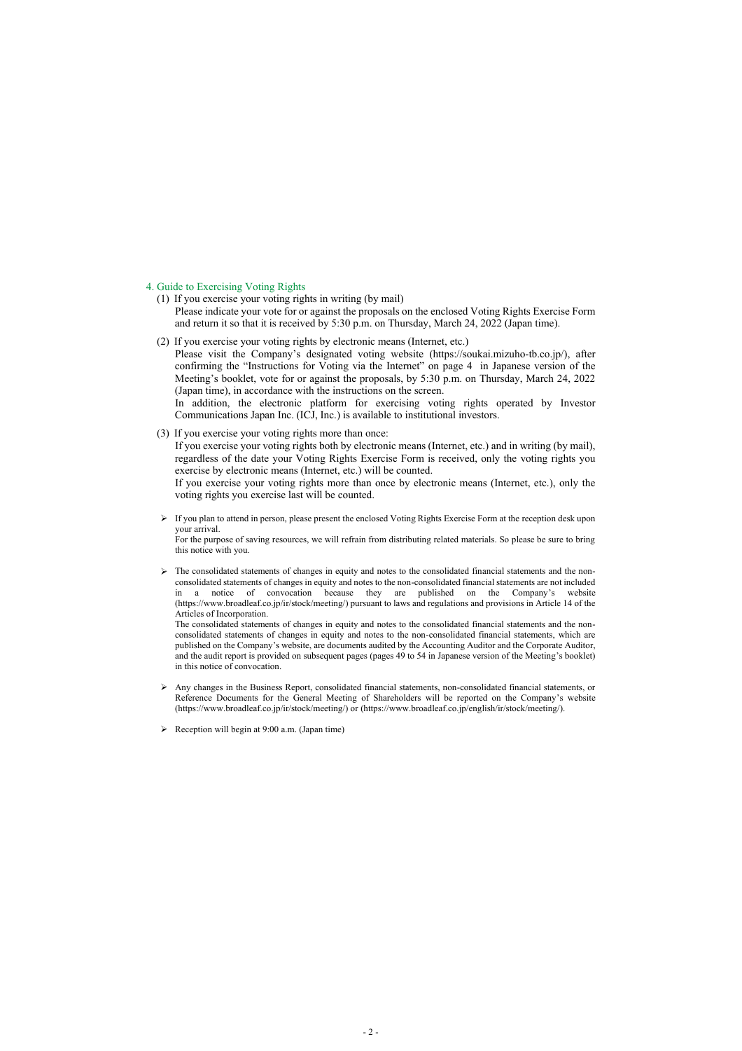## 4. Guide to Exercising Voting Rights

(1) If you exercise your voting rights in writing (by mail)

Please indicate your vote for or against the proposals on the enclosed Voting Rights Exercise Form and return it so that it is received by 5:30 p.m. on Thursday, March 24, 2022 (Japan time).

(2) If you exercise your voting rights by electronic means (Internet, etc.)

Please visit the Company's designated voting website (https://soukai.mizuho-tb.co.jp/), after confirming the "Instructions for Voting via the Internet" on page 4 in Japanese version of the Meeting's booklet, vote for or against the proposals, by 5:30 p.m. on Thursday, March 24, 2022 (Japan time), in accordance with the instructions on the screen.

In addition, the electronic platform for exercising voting rights operated by Investor Communications Japan Inc. (ICJ, Inc.) is available to institutional investors.

(3) If you exercise your voting rights more than once:

If you exercise your voting rights both by electronic means (Internet, etc.) and in writing (by mail), regardless of the date your Voting Rights Exercise Form is received, only the voting rights you exercise by electronic means (Internet, etc.) will be counted.

If you exercise your voting rights more than once by electronic means (Internet, etc.), only the voting rights you exercise last will be counted.

- If you plan to attend in person, please present the enclosed Voting Rights Exercise Form at the reception desk upon your arrival.
  For the purpose of saving resources, we will refrain from distributing related materials. So please be sure to bring this notice with you.

- The consolidated statements of changes in equity and notes to the consolidated financial statements and the non-consolidated statements of changes in equity and notes to the non-consolidated financial statements are not included in a notice of convocation because they are published on the Company's website (https://www.broadleaf.co.jp/ir/stock/meeting/) pursuant to laws and regulations and provisions in Article 14 of the Articles of Incorporation.
  The consolidated statements of changes in equity and notes to the consolidated financial statements and the non-consolidated statements of changes in equity and notes to the non-consolidated financial statements, which are published on the Company's website, are documents audited by the Accounting Auditor and the Corporate Auditor, and the audit report is provided on subsequent pages (pages 49 to 54 in Japanese version of the Meeting's booklet) in this notice of convocation.

- Any changes in the Business Report, consolidated financial statements, non-consolidated financial statements, or Reference Documents for the General Meeting of Shareholders will be reported on the Company's website (https://www.broadleaf.co.jp/ir/stock/meeting/) or (https://www.broadleaf.co.jp/english/ir/stock/meeting/).

- Reception will begin at 9:00 a.m. (Japan time)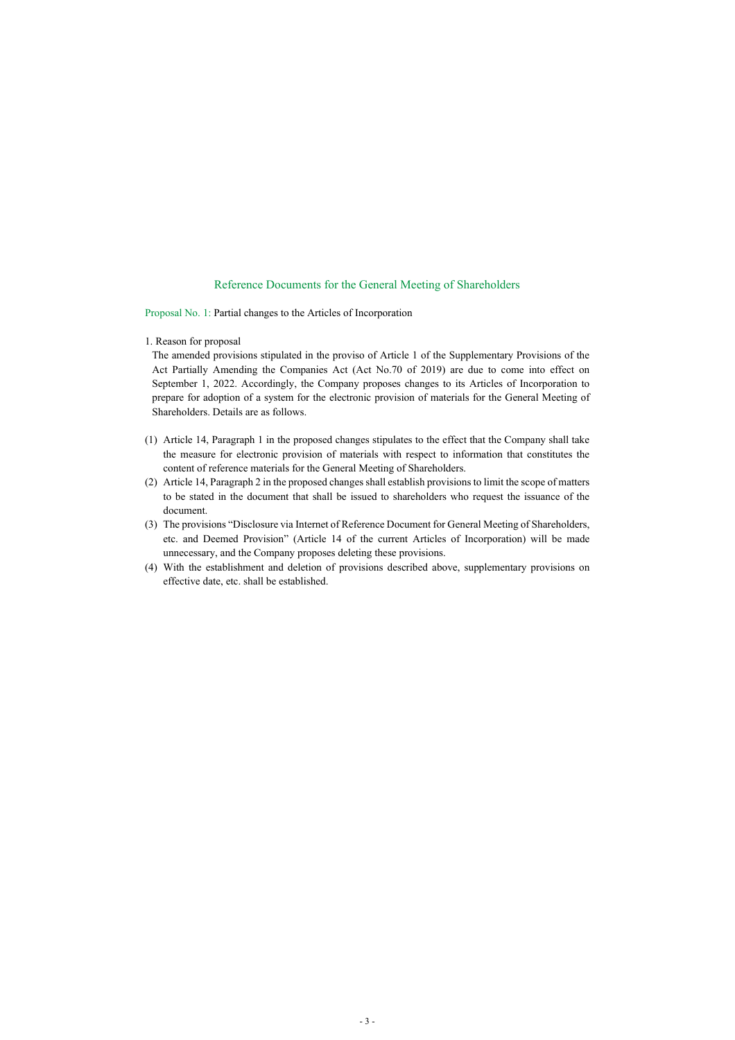# Reference Documents for the General Meeting of Shareholders

## Proposal No. 1: Partial changes to the Articles of Incorporation

1. Reason for proposal

The amended provisions stipulated in the proviso of Article 1 of the Supplementary Provisions of the Act Partially Amending the Companies Act (Act No.70 of 2019) are due to come into effect on September 1, 2022. Accordingly, the Company proposes changes to its Articles of Incorporation to prepare for adoption of a system for the electronic provision of materials for the General Meeting of Shareholders. Details are as follows.

(1) Article 14, Paragraph 1 in the proposed changes stipulates to the effect that the Company shall take the measure for electronic provision of materials with respect to information that constitutes the content of reference materials for the General Meeting of Shareholders.

(2) Article 14, Paragraph 2 in the proposed changes shall establish provisions to limit the scope of matters to be stated in the document that shall be issued to shareholders who request the issuance of the document.

(3) The provisions "Disclosure via Internet of Reference Document for General Meeting of Shareholders, etc. and Deemed Provision" (Article 14 of the current Articles of Incorporation) will be made unnecessary, and the Company proposes deleting these provisions.

(4) With the establishment and deletion of provisions described above, supplementary provisions on effective date, etc. shall be established.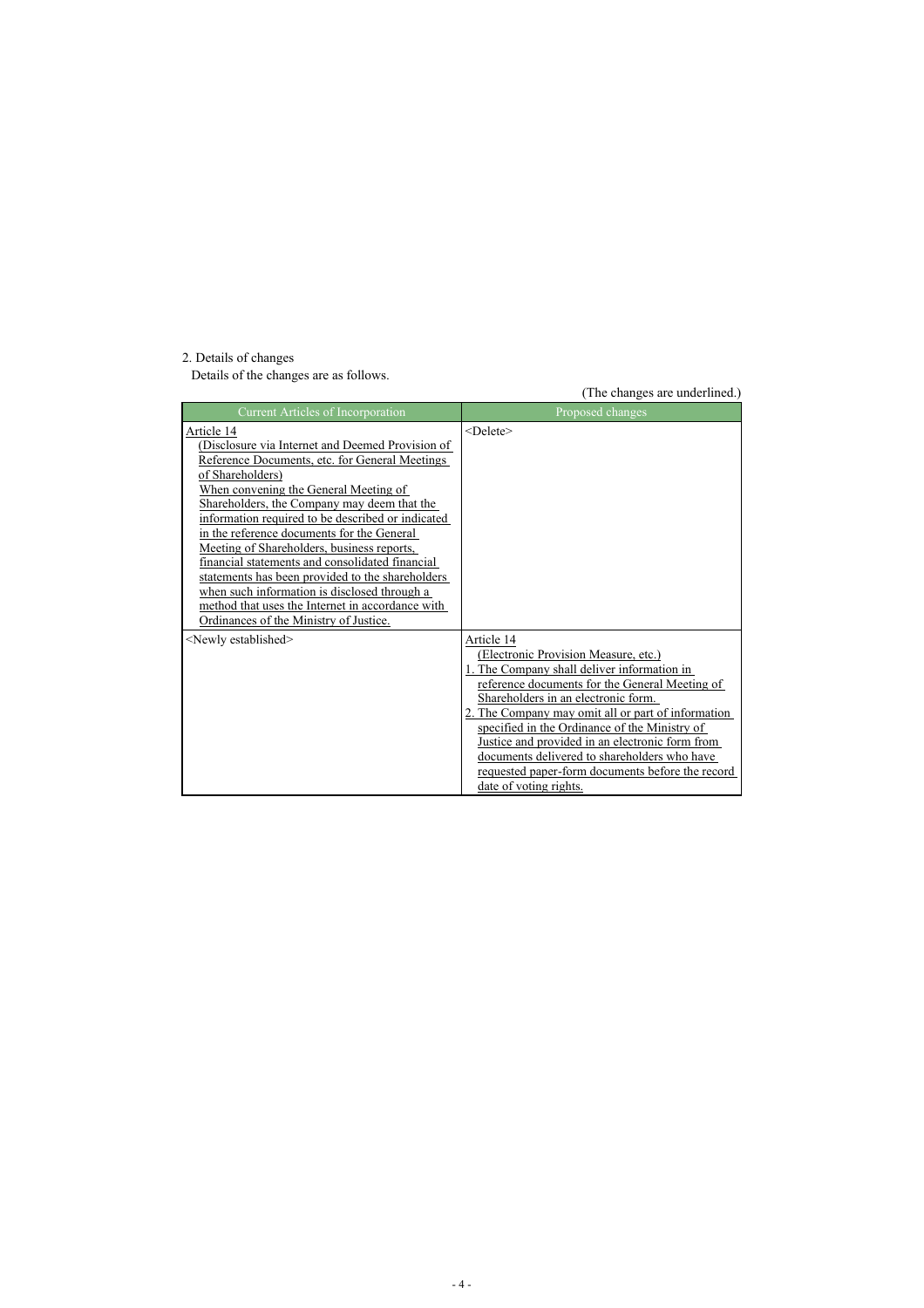2. Details of changes

Details of the changes are as follows.

(The changes are underlined.)

| Current Articles of Incorporation | Proposed changes |
|---|---|
| Article 14<br>(Disclosure via Internet and Deemed Provision of Reference Documents, etc. for General Meetings of Shareholders)<br>When convening the General Meeting of Shareholders, the Company may deem that the information required to be described or indicated in the reference documents for the General Meeting of Shareholders, business reports, financial statements and consolidated financial statements has been provided to the shareholders when such information is disclosed through a method that uses the Internet in accordance with Ordinances of the Ministry of Justice. | <Delete> |
| <Newly established> | Article 14<br>(Electronic Provision Measure, etc.)<br>1. The Company shall deliver information in reference documents for the General Meeting of Shareholders in an electronic form.<br>2. The Company may omit all or part of information specified in the Ordinance of the Ministry of Justice and provided in an electronic form from documents delivered to shareholders who have requested paper-form documents before the record date of voting rights. |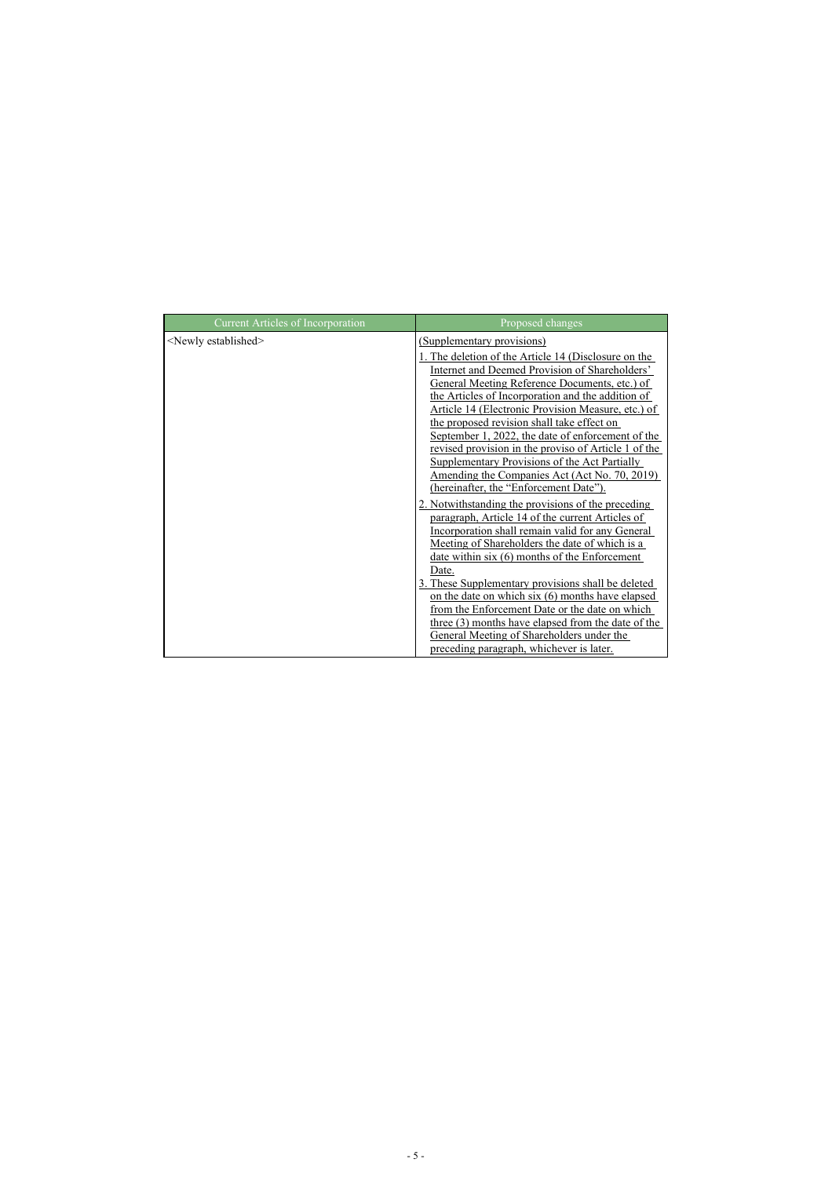| Current Articles of Incorporation | Proposed changes |
|---|---|
| <Newly established> | (Supplementary provisions)<br>1. The deletion of the Article 14 (Disclosure on the Internet and Deemed Provision of Shareholders' General Meeting Reference Documents, etc.) of the Articles of Incorporation and the addition of Article 14 (Electronic Provision Measure, etc.) of the proposed revision shall take effect on September 1, 2022, the date of enforcement of the revised provision in the proviso of Article 1 of the Supplementary Provisions of the Act Partially Amending the Companies Act (Act No. 70, 2019) (hereinafter, the "Enforcement Date").<br>2. Notwithstanding the provisions of the preceding paragraph, Article 14 of the current Articles of Incorporation shall remain valid for any General Meeting of Shareholders the date of which is a date within six (6) months of the Enforcement Date.<br>3. These Supplementary provisions shall be deleted on the date on which six (6) months have elapsed from the Enforcement Date or the date on which three (3) months have elapsed from the date of the General Meeting of Shareholders under the preceding paragraph, whichever is later. |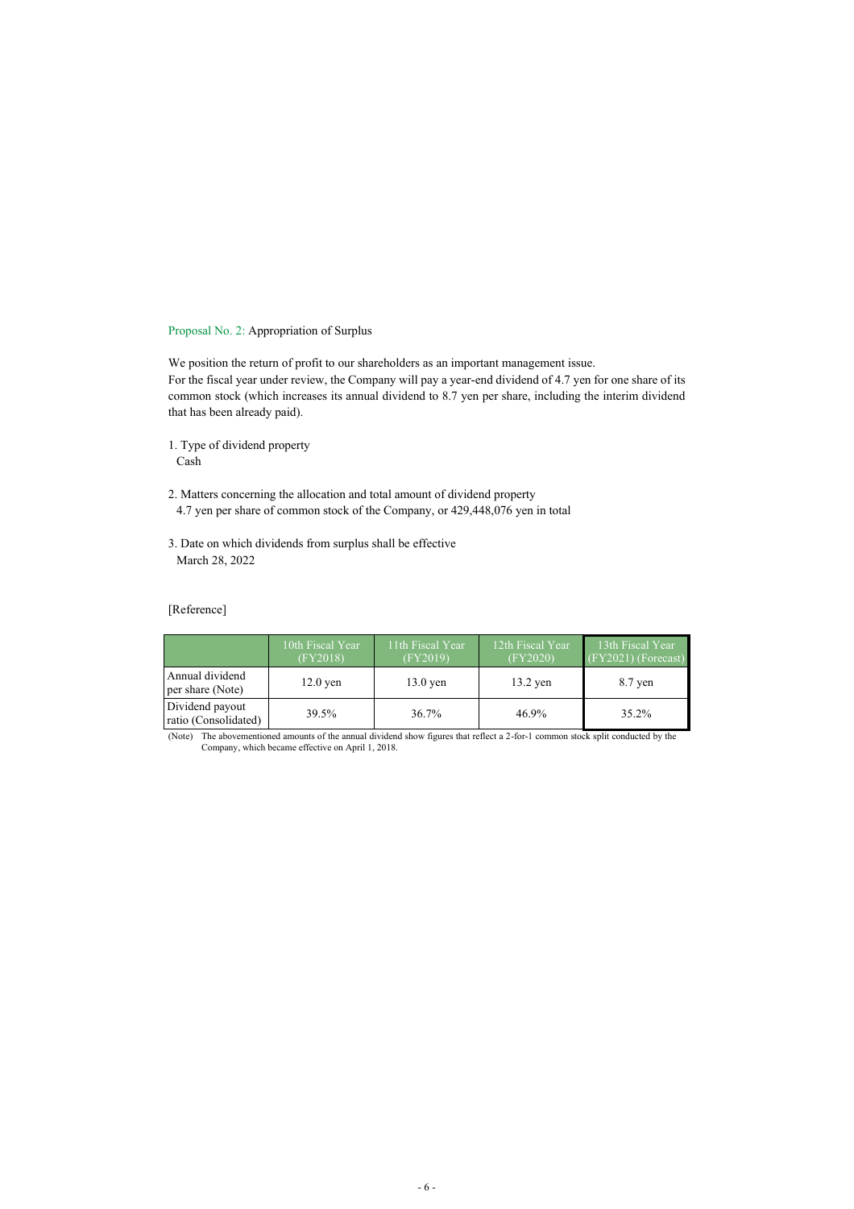## Proposal No. 2: Appropriation of Surplus

We position the return of profit to our shareholders as an important management issue.
For the fiscal year under review, the Company will pay a year-end dividend of 4.7 yen for one share of its common stock (which increases its annual dividend to 8.7 yen per share, including the interim dividend that has been already paid).

1. Type of dividend property
   Cash

2. Matters concerning the allocation and total amount of dividend property
   4.7 yen per share of common stock of the Company, or 429,448,076 yen in total

3. Date on which dividends from surplus shall be effective
   March 28, 2022

[Reference]

| | 10th Fiscal Year (FY2018) | 11th Fiscal Year (FY2019) | 12th Fiscal Year (FY2020) | 13th Fiscal Year (FY2021) (Forecast) |
|---|---|---|---|---|
| Annual dividend per share (Note) | 12.0 yen | 13.0 yen | 13.2 yen | 8.7 yen |
| Dividend payout ratio (Consolidated) | 39.5% | 36.7% | 46.9% | 35.2% |

(Note) The abovementioned amounts of the annual dividend show figures that reflect a 2-for-1 common stock split conducted by the Company, which became effective on April 1, 2018.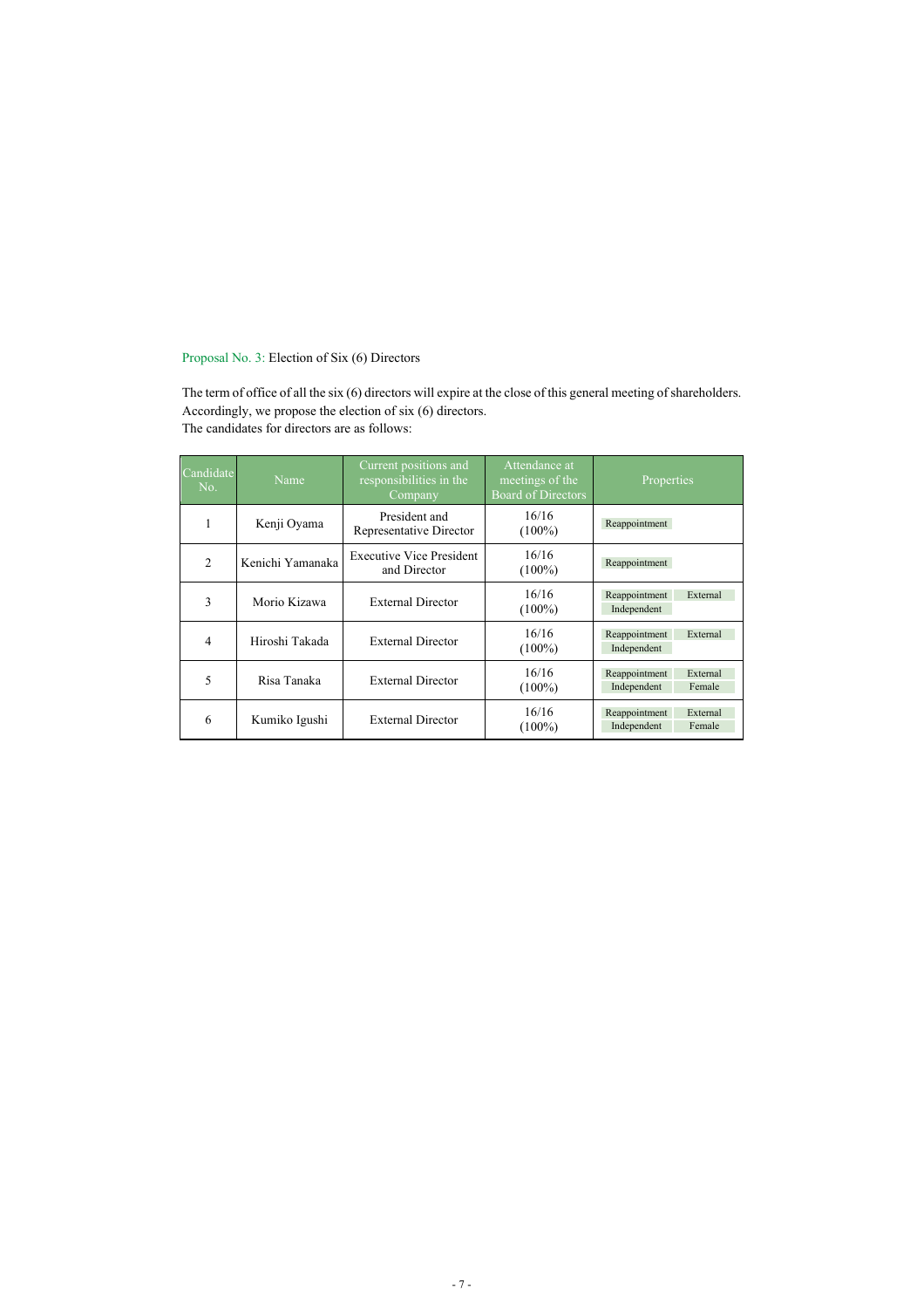Proposal No. 3: Election of Six (6) Directors

The term of office of all the six (6) directors will expire at the close of this general meeting of shareholders. Accordingly, we propose the election of six (6) directors.
The candidates for directors are as follows:

| Candidate No. | Name | Current positions and responsibilities in the Company | Attendance at meetings of the Board of Directors | Properties |
|---|---|---|---|---|
| 1 | Kenji Oyama | President and Representative Director | 16/16 (100%) | Reappointment |
| 2 | Kenichi Yamanaka | Executive Vice President and Director | 16/16 (100%) | Reappointment |
| 3 | Morio Kizawa | External Director | 16/16 (100%) | Reappointment External Independent |
| 4 | Hiroshi Takada | External Director | 16/16 (100%) | Reappointment External Independent |
| 5 | Risa Tanaka | External Director | 16/16 (100%) | Reappointment External Independent Female |
| 6 | Kumiko Igushi | External Director | 16/16 (100%) | Reappointment External Independent Female |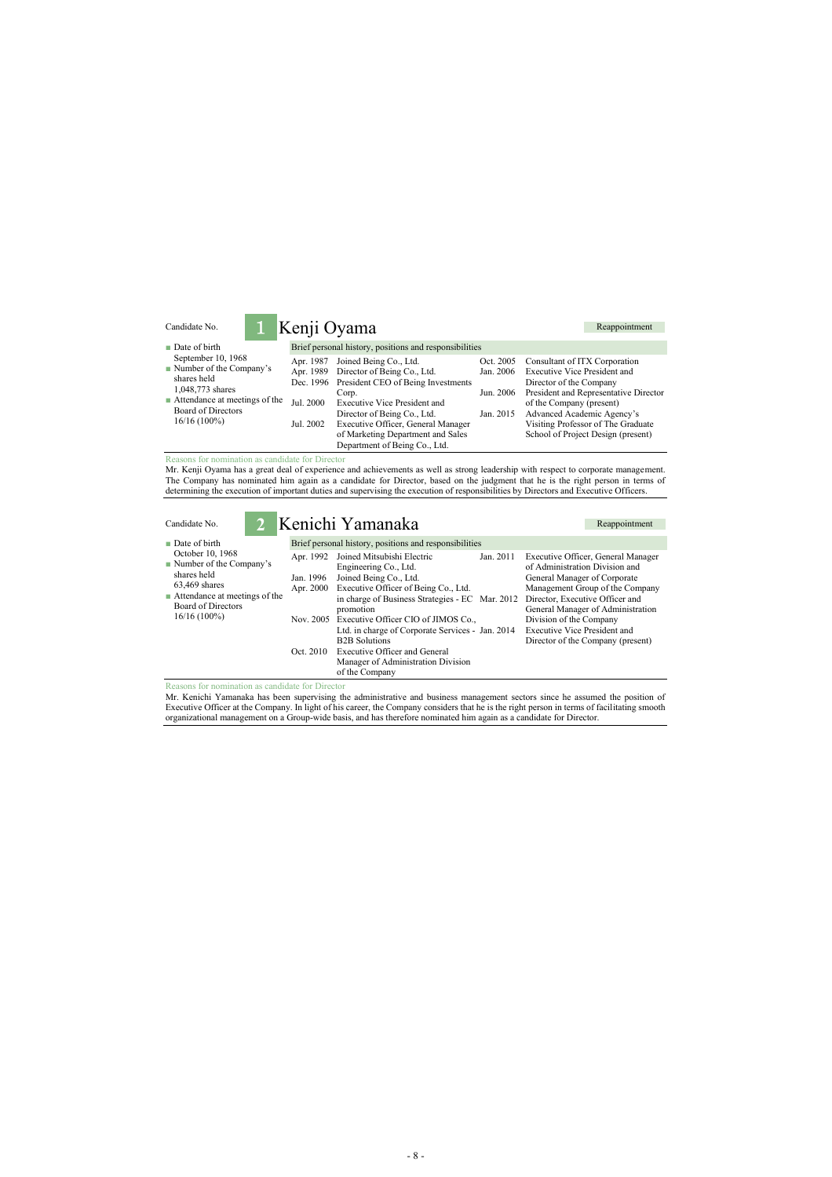Candidate No. **1** 

## Kenji Oyama

Reappointment

- Date of birth
  September 10, 1968
- Number of the Company's shares held
  1,048,773 shares
- Attendance at meetings of the Board of Directors
  16/16 (100%)

Brief personal history, positions and responsibilities

| | |
|---|---|
| Apr. 1987 | Joined Being Co., Ltd. |
| Apr. 1989 | Director of Being Co., Ltd. |
| Dec. 1996 | President CEO of Being Investments Corp. |
| Jul. 2000 | Executive Vice President and Director of Being Co., Ltd. |
| Jul. 2002 | Executive Officer, General Manager of Marketing Department and Sales Department of Being Co., Ltd. |
| Oct. 2005 | Consultant of ITX Corporation |
| Jan. 2006 | Executive Vice President and Director of the Company |
| Jun. 2006 | President and Representative Director of the Company (present) |
| Jan. 2015 | Advanced Academic Agency's Visiting Professor of The Graduate School of Project Design (present) |

Reasons for nomination as candidate for Director

Mr. Kenji Oyama has a great deal of experience and achievements as well as strong leadership with respect to corporate management. The Company has nominated him again as a candidate for Director, based on the judgment that he is the right person in terms of determining the execution of important duties and supervising the execution of responsibilities by Directors and Executive Officers.

Candidate No. **2** 

## Kenichi Yamanaka

Reappointment

- Date of birth
  October 10, 1968
- Number of the Company's shares held
  63,469 shares
- Attendance at meetings of the Board of Directors
  16/16 (100%)

Brief personal history, positions and responsibilities

| | |
|---|---|
| Apr. 1992 | Joined Mitsubishi Electric Engineering Co., Ltd. |
| Jan. 1996 | Joined Being Co., Ltd. |
| Apr. 2000 | Executive Officer of Being Co., Ltd. in charge of Business Strategies - EC promotion |
| Nov. 2005 | Executive Officer CIO of JIMOS Co., Ltd. in charge of Corporate Services - B2B Solutions |
| Oct. 2010 | Executive Officer and General Manager of Administration Division of the Company |
| Jan. 2011 | Executive Officer, General Manager of Administration Division and General Manager of Corporate Management Group of the Company |
| Mar. 2012 | Director, Executive Officer and General Manager of Administration Division of the Company |
| Jan. 2014 | Executive Vice President and Director of the Company (present) |

Reasons for nomination as candidate for Director

Mr. Kenichi Yamanaka has been supervising the administrative and business management sectors since he assumed the position of Executive Officer at the Company. In light of his career, the Company considers that he is the right person in terms of facilitating smooth organizational management on a Group-wide basis, and has therefore nominated him again as a candidate for Director.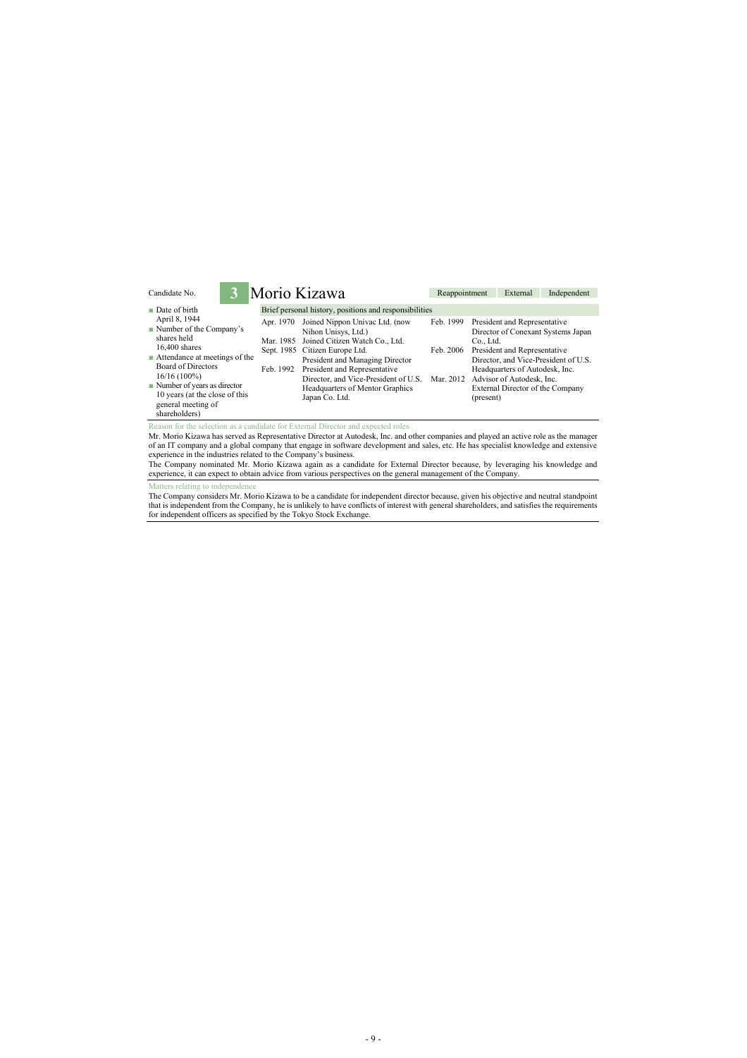Candidate No. **3** 

## Morio Kizawa

Reappointment | External | Independent

- Date of birth
  April 8, 1944
- Number of the Company's shares held
  16,400 shares
- Attendance at meetings of the Board of Directors
  16/16 (100%)
- Number of years as director
  10 years (at the close of this general meeting of shareholders)

**Brief personal history, positions and responsibilities**

| | |
|---|---|
| Apr. 1970 | Joined Nippon Univac Ltd. (now Nihon Unisys, Ltd.) |
| Mar. 1985 | Joined Citizen Watch Co., Ltd. |
| Sept. 1985 | Citizen Europe Ltd. President and Managing Director |
| Feb. 1992 | President and Representative Director, and Vice-President of U.S. Headquarters of Mentor Graphics Japan Co. Ltd. |
| Feb. 1999 | President and Representative Director of Conexant Systems Japan Co., Ltd. |
| Feb. 2006 | President and Representative Director, and Vice-President of U.S. Headquarters of Autodesk, Inc. |
| Mar. 2012 | Advisor of Autodesk, Inc. External Director of the Company (present) |

Reason for the selection as a candidate for External Director and expected roles

Mr. Morio Kizawa has served as Representative Director at Autodesk, Inc. and other companies and played an active role as the manager of an IT company and a global company that engage in software development and sales, etc. He has specialist knowledge and extensive experience in the industries related to the Company's business.

The Company nominated Mr. Morio Kizawa again as a candidate for External Director because, by leveraging his knowledge and experience, it can expect to obtain advice from various perspectives on the general management of the Company.

Matters relating to independence

The Company considers Mr. Morio Kizawa to be a candidate for independent director because, given his objective and neutral standpoint that is independent from the Company, he is unlikely to have conflicts of interest with general shareholders, and satisfies the requirements for independent officers as specified by the Tokyo Stock Exchange.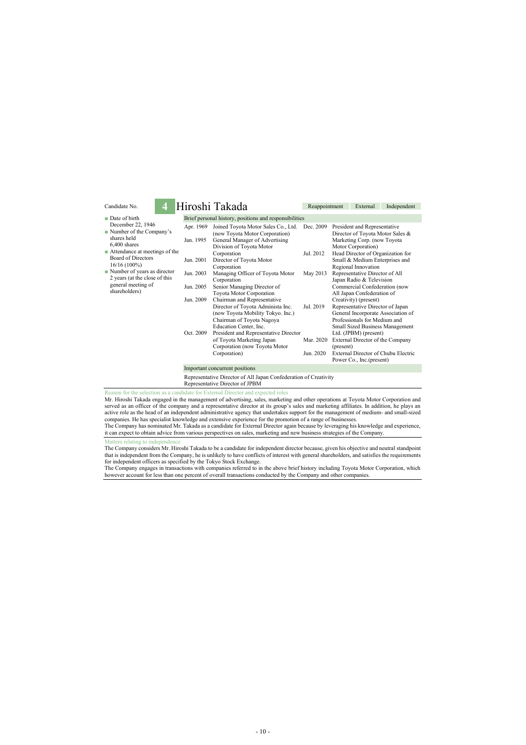Candidate No. **4** Hiroshi Takada

Reappointment | External | Independent

- Date of birth
  December 22, 1946
- Number of the Company's shares held
  6,400 shares
- Attendance at meetings of the Board of Directors
  16/16 (100%)
- Number of years as director
  2 years (at the close of this general meeting of shareholders)

**Brief personal history, positions and responsibilities**

| | |
|---|---|
| Apr. 1969 | Joined Toyota Motor Sales Co., Ltd. (now Toyota Motor Corporation) |
| Jan. 1995 | General Manager of Advertising Division of Toyota Motor Corporation |
| Jun. 2001 | Director of Toyota Motor Corporation |
| Jun. 2003 | Managing Officer of Toyota Motor Corporation |
| Jun. 2005 | Senior Managing Director of Toyota Motor Corporation |
| Jun. 2009 | Chairman and Representative Director of Toyota Administa Inc. (now Toyota Mobility Tokyo. Inc.) Chairman of Toyota Nagoya Education Center, Inc. |
| Oct. 2009 | President and Representative Director of Toyota Marketing Japan Corporation (now Toyota Motor Corporation) |
| Dec. 2009 | President and Representative Director of Toyota Motor Sales & Marketing Corp. (now Toyota Motor Corporation) |
| Jul. 2012 | Head Director of Organization for Small & Medium Enterprises and Regional Innovation |
| May 2013 | Representative Director of All Japan Radio & Television Commercial Confederation (now All Japan Confederation of Creativity) (present) |
| Jul. 2019 | Representative Director of Japan General Incorporate Association of Professionals for Medium and Small Sized Business Management Ltd. (JPBM) (present) |
| Mar. 2020 | External Director of the Company (present) |
| Jun. 2020 | External Director of Chubu Electric Power Co., Inc.(present) |

**Important concurrent positions**

Representative Director of All Japan Confederation of Creativity
Representative Director of JPBM

**Reason for the selection as a candidate for External Director and expected roles**

Mr. Hiroshi Takada engaged in the management of advertising, sales, marketing and other operations at Toyota Motor Corporation and served as an officer of the company and a representative director at its group's sales and marketing affiliates. In addition, he plays an active role as the head of an independent administrative agency that undertakes support for the management of medium- and small-sized companies. He has specialist knowledge and extensive experience for the promotion of a range of businesses.
The Company has nominated Mr. Takada as a candidate for External Director again because by leveraging his knowledge and experience, it can expect to obtain advice from various perspectives on sales, marketing and new business strategies of the Company.

**Matters relating to independence**

The Company considers Mr. Hiroshi Takada to be a candidate for independent director because, given his objective and neutral standpoint that is independent from the Company, he is unlikely to have conflicts of interest with general shareholders, and satisfies the requirements for independent officers as specified by the Tokyo Stock Exchange.
The Company engages in transactions with companies referred to in the above brief history including Toyota Motor Corporation, which however account for less than one percent of overall transactions conducted by the Company and other companies.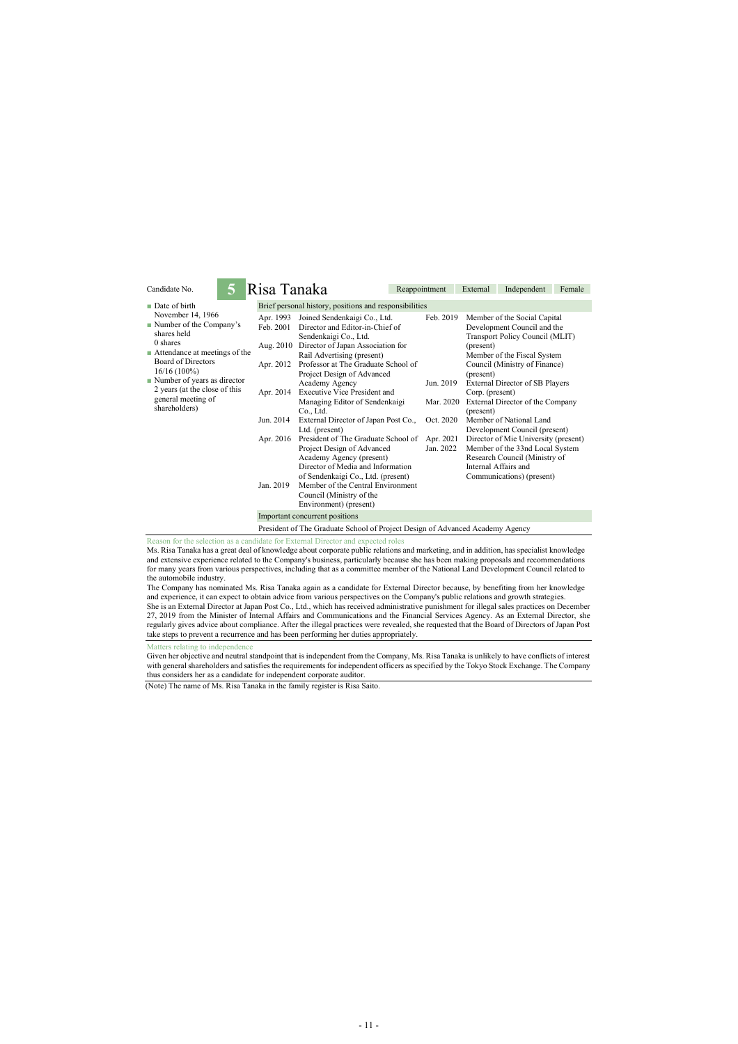Candidate No. **5** **Risa Tanaka** Reappointment | External | Independent | Female

- Date of birth
  November 14, 1966
- Number of the Company's shares held
  0 shares
- Attendance at meetings of the Board of Directors
  16/16 (100%)
- Number of years as director
  2 years (at the close of this general meeting of shareholders)

**Brief personal history, positions and responsibilities**

| | |
|---|---|
| Apr. 1993 | Joined Sendenkaigi Co., Ltd. |
| Feb. 2001 | Director and Editor-in-Chief of Sendenkaigi Co., Ltd. |
| Aug. 2010 | Director of Japan Association for Rail Advertising (present) |
| Apr. 2012 | Professor at The Graduate School of Project Design of Advanced Academy Agency |
| Apr. 2014 | Executive Vice President and Managing Editor of Sendenkaigi Co., Ltd. |
| Jun. 2014 | External Director of Japan Post Co., Ltd. (present) |
| Apr. 2016 | President of The Graduate School of Project Design of Advanced Academy Agency (present) |
| | Director of Media and Information of Sendenkaigi Co., Ltd. (present) |
| Jan. 2019 | Member of the Central Environment Council (Ministry of the Environment) (present) |
| Feb. 2019 | Member of the Social Capital Development Council and the Transport Policy Council (MLIT) (present) |
| | Member of the Fiscal System Council (Ministry of Finance) (present) |
| Jun. 2019 | External Director of SB Players Corp. (present) |
| Mar. 2020 | External Director of the Company (present) |
| Oct. 2020 | Member of National Land Development Council (present) |
| Apr. 2021 | Director of Mie University (present) |
| Jan. 2022 | Member of the 33nd Local System Research Council (Ministry of Internal Affairs and Communications) (present) |

**Important concurrent positions**

President of The Graduate School of Project Design of Advanced Academy Agency

**Reason for the selection as a candidate for External Director and expected roles**

Ms. Risa Tanaka has a great deal of knowledge about corporate public relations and marketing, and in addition, has specialist knowledge and extensive experience related to the Company's business, particularly because she has been making proposals and recommendations for many years from various perspectives, including that as a committee member of the National Land Development Council related to the automobile industry.

The Company has nominated Ms. Risa Tanaka again as a candidate for External Director because, by benefiting from her knowledge and experience, it can expect to obtain advice from various perspectives on the Company's public relations and growth strategies.

She is an External Director at Japan Post Co., Ltd., which has received administrative punishment for illegal sales practices on December 27, 2019 from the Minister of Internal Affairs and Communications and the Financial Services Agency. As an External Director, she regularly gives advice about compliance. After the illegal practices were revealed, she requested that the Board of Directors of Japan Post take steps to prevent a recurrence and has been performing her duties appropriately.

**Matters relating to independence**

Given her objective and neutral standpoint that is independent from the Company, Ms. Risa Tanaka is unlikely to have conflicts of interest with general shareholders and satisfies the requirements for independent officers as specified by the Tokyo Stock Exchange. The Company thus considers her as a candidate for independent corporate auditor.

(Note) The name of Ms. Risa Tanaka in the family register is Risa Saito.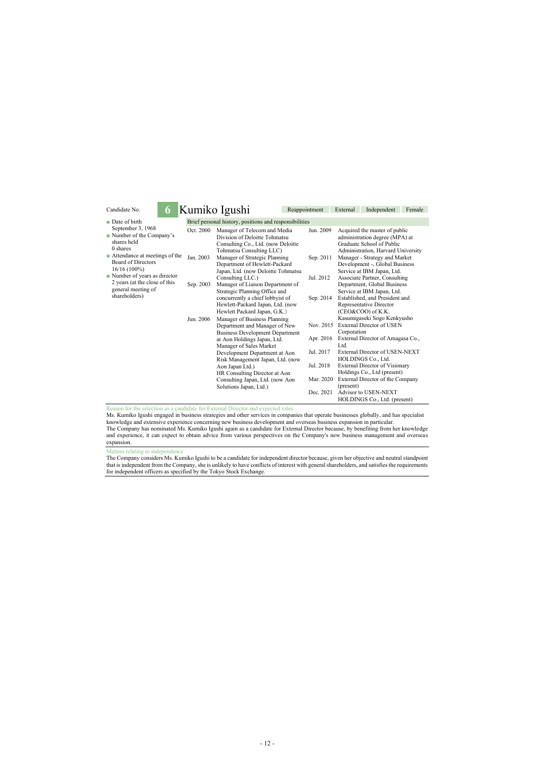Candidate No. **6** Kumiko Igushi

Reappointment | External | Independent | Female

- Date of birth
  September 3, 1968
- Number of the Company's shares held
  0 shares
- Attendance at meetings of the Board of Directors
  16/16 (100%)
- Number of years as director
  2 years (at the close of this general meeting of shareholders)

**Brief personal history, positions and responsibilities**

| | |
|---|---|
| Oct. 2000 | Manager of Telecom and Media Division of Deloitte Tohmatsu Consulting Co., Ltd. (now Deloitte Tohmatsu Consulting LLC) |
| Jan. 2003 | Manager of Strategic Planning Department of Hewlett-Packard Japan, Ltd. (now Deloitte Tohmatsu Consulting LLC.) |
| Sep. 2003 | Manager of Liaison Department of Strategic Planning Office and concurrently a chief lobbyist of Hewlett-Packard Japan, Ltd. (now Hewlett Packard Japan, G.K.) |
| Jun. 2006 | Manager of Business Planning Department and Manager of New Business Development Department at Aon Holdings Japan, Ltd. Manager of Sales Market Development Department at Aon Risk Management Japan, Ltd. (now Aon Japan Ltd.) HR Consulting Director at Aon Consulting Japan, Ltd. (now Aon Solutions Japan, Ltd.) |
| Jun. 2009 | Acquired the master of public administration degree (MPA) at Graduate School of Public Administration, Harvard University |
| Sep. 2011 | Manager - Strategy and Market Development -, Global Business Service at IBM Japan, Ltd. |
| Jul. 2012 | Associate Partner, Consulting Department, Global Business Service at IBM Japan, Ltd. |
| Sep. 2014 | Established, and President and Representative Director (CEO&COO) of K.K. Kasumigaseki Sogo Kenkyusho |
| Nov. 2015 | External Director of USEN Corporation |
| Apr. 2016 | External Director of Amagasa Co., Ltd. |
| Jul. 2017 | External Director of USEN-NEXT HOLDINGS Co., Ltd. |
| Jul. 2018 | External Director of Visionary Holdings Co., Ltd (present) |
| Mar. 2020 | External Director of the Company (present) |
| Dec. 2021 | Advisor to USEN-NEXT HOLDINGS Co., Ltd. (present) |

Reason for the selection as a candidate for External Director and expected roles

Ms. Kumiko Igushi engaged in business strategies and other services in companies that operate businesses globally, and has specialist knowledge and extensive experience concerning new business development and overseas business expansion in particular.
The Company has nominated Ms. Kumiko Igushi again as a candidate for External Director because, by benefiting from her knowledge and experience, it can expect to obtain advice from various perspectives on the Company's new business management and overseas expansion.

Matters relating to independence

The Company considers Ms. Kumiko Igushi to be a candidate for independent director because, given her objective and neutral standpoint that is independent from the Company, she is unlikely to have conflicts of interest with general shareholders, and satisfies the requirements for independent officers as specified by the Tokyo Stock Exchange.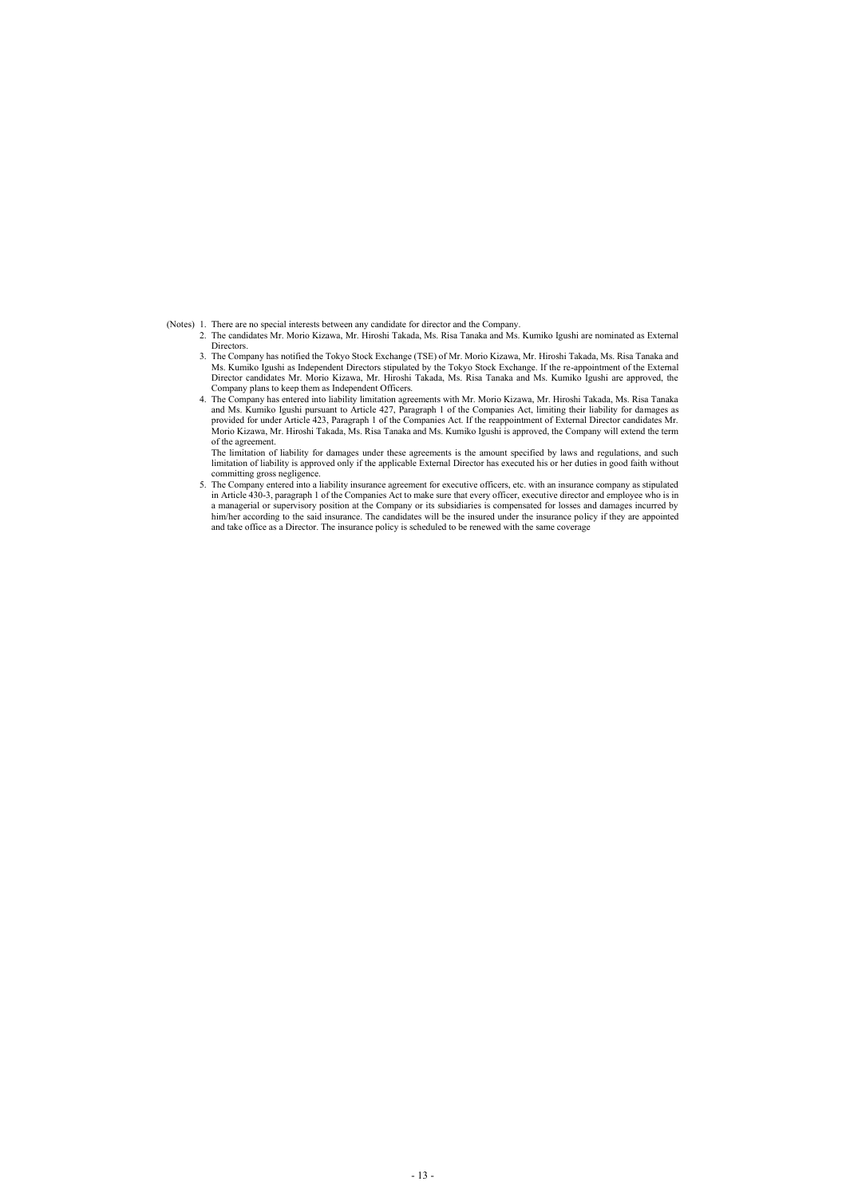(Notes) 1. There are no special interests between any candidate for director and the Company.

2. The candidates Mr. Morio Kizawa, Mr. Hiroshi Takada, Ms. Risa Tanaka and Ms. Kumiko Igushi are nominated as External Directors.

3. The Company has notified the Tokyo Stock Exchange (TSE) of Mr. Morio Kizawa, Mr. Hiroshi Takada, Ms. Risa Tanaka and Ms. Kumiko Igushi as Independent Directors stipulated by the Tokyo Stock Exchange. If the re-appointment of the External Director candidates Mr. Morio Kizawa, Mr. Hiroshi Takada, Ms. Risa Tanaka and Ms. Kumiko Igushi are approved, the Company plans to keep them as Independent Officers.

4. The Company has entered into liability limitation agreements with Mr. Morio Kizawa, Mr. Hiroshi Takada, Ms. Risa Tanaka and Ms. Kumiko Igushi pursuant to Article 427, Paragraph 1 of the Companies Act, limiting their liability for damages as provided for under Article 423, Paragraph 1 of the Companies Act. If the reappointment of External Director candidates Mr. Morio Kizawa, Mr. Hiroshi Takada, Ms. Risa Tanaka and Ms. Kumiko Igushi is approved, the Company will extend the term of the agreement.

   The limitation of liability for damages under these agreements is the amount specified by laws and regulations, and such limitation of liability is approved only if the applicable External Director has executed his or her duties in good faith without committing gross negligence.

5. The Company entered into a liability insurance agreement for executive officers, etc. with an insurance company as stipulated in Article 430-3, paragraph 1 of the Companies Act to make sure that every officer, executive director and employee who is in a managerial or supervisory position at the Company or its subsidiaries is compensated for losses and damages incurred by him/her according to the said insurance. The candidates will be the insured under the insurance policy if they are appointed and take office as a Director. The insurance policy is scheduled to be renewed with the same coverage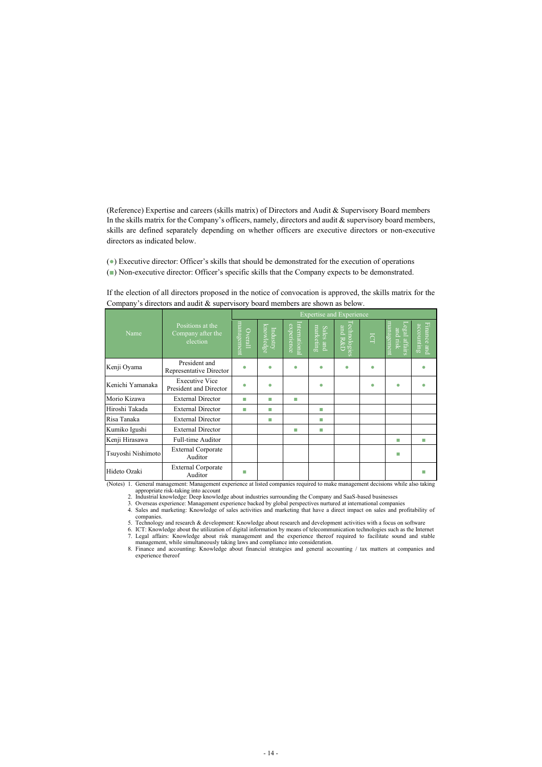(Reference) Expertise and careers (skills matrix) of Directors and Audit & Supervisory Board members

In the skills matrix for the Company's officers, namely, directors and audit & supervisory board members, skills are defined separately depending on whether officers are executive directors or non-executive directors as indicated below.

(●) Executive director: Officer's skills that should be demonstrated for the execution of operations
(■) Non-executive director: Officer's specific skills that the Company expects to be demonstrated.

If the election of all directors proposed in the notice of convocation is approved, the skills matrix for the Company's directors and audit & supervisory board members are shown as below.

| Name | Positions at the Company after the election | Expertise and Experience | | | | | | | |
|---|---|---|---|---|---|---|---|---|---|
| | | Overall management | Industry knowledge | International experience | Sales and marketing | Technologies and R&D | ICT | Legal affairs and risk management | Finance and accounting |
| Kenji Oyama | President and Representative Director | ● | ● | ● | ● | ● | ● | | ● |
| Kenichi Yamanaka | Executive Vice President and Director | ● | ● | | ● | | ● | ● | ● |
| Morio Kizawa | External Director | ■ | ■ | ■ | | | | | |
| Hiroshi Takada | External Director | ■ | ■ | | ■ | | | | |
| Risa Tanaka | External Director | | ■ | | ■ | | | | |
| Kumiko Igushi | External Director | | | ■ | ■ | | | | |
| Kenji Hirasawa | Full-time Auditor | | | | | | | ■ | ■ |
| Tsuyoshi Nishimoto | External Corporate Auditor | | | | | | | ■ | |
| Hideto Ozaki | External Corporate Auditor | ■ | | | | | | | ■ |

(Notes)
1. General management: Management experience at listed companies required to make management decisions while also taking appropriate risk-taking into account
2. Industrial knowledge: Deep knowledge about industries surrounding the Company and SaaS-based businesses
3. Overseas experience: Management experience backed by global perspectives nurtured at international companies
4. Sales and marketing: Knowledge of sales activities and marketing that have a direct impact on sales and profitability of companies.
5. Technology and research & development: Knowledge about research and development activities with a focus on software
6. ICT: Knowledge about the utilization of digital information by means of telecommunication technologies such as the Internet
7. Legal affairs: Knowledge about risk management and the experience thereof required to facilitate sound and stable management, while simultaneously taking laws and compliance into consideration.
8. Finance and accounting: Knowledge about financial strategies and general accounting / tax matters at companies and experience thereof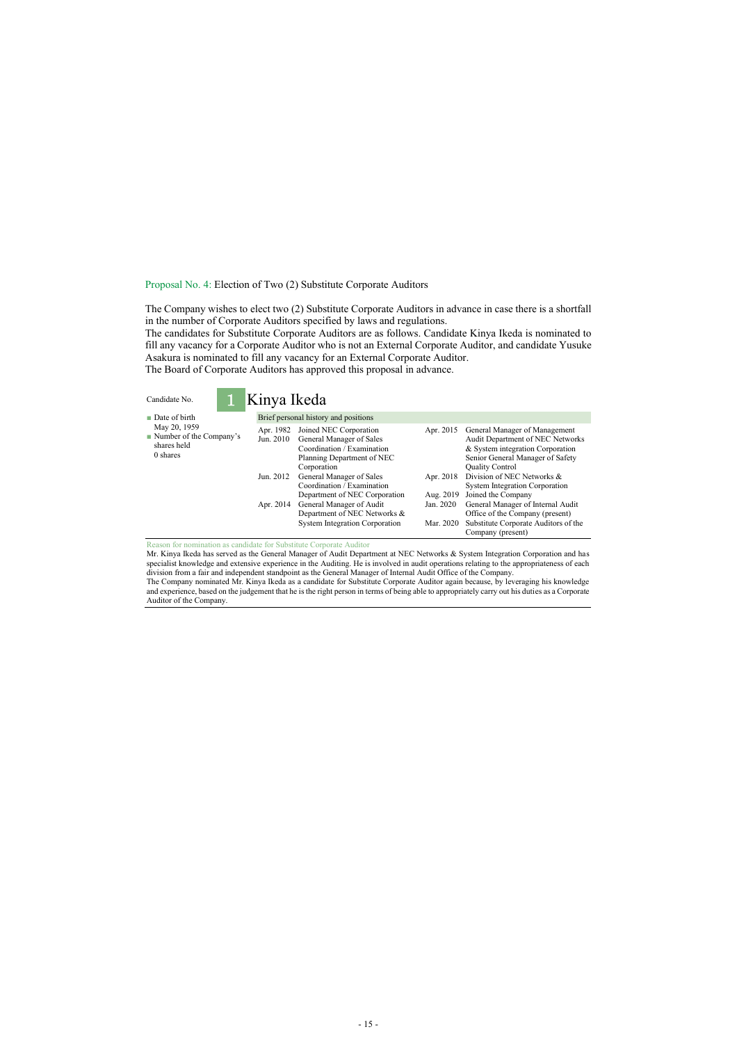## Proposal No. 4: Election of Two (2) Substitute Corporate Auditors

The Company wishes to elect two (2) Substitute Corporate Auditors in advance in case there is a shortfall in the number of Corporate Auditors specified by laws and regulations.
The candidates for Substitute Corporate Auditors are as follows. Candidate Kinya Ikeda is nominated to fill any vacancy for a Corporate Auditor who is not an External Corporate Auditor, and candidate Yusuke Asakura is nominated to fill any vacancy for an External Corporate Auditor.
The Board of Corporate Auditors has approved this proposal in advance.

### Candidate No. 1 Kinya Ikeda

- Date of birth
  May 20, 1959
- Number of the Company's shares held
  0 shares

**Brief personal history and positions**

| | |
|---|---|
| Apr. 1982 | Joined NEC Corporation |
| Jun. 2010 | General Manager of Sales Coordination / Examination Planning Department of NEC Corporation |
| Jun. 2012 | General Manager of Sales Coordination / Examination Department of NEC Corporation |
| Apr. 2014 | General Manager of Audit Department of NEC Networks & System Integration Corporation |
| Apr. 2015 | General Manager of Management Audit Department of NEC Networks & System integration Corporation Senior General Manager of Safety Quality Control |
| Apr. 2018 | Division of NEC Networks & System Integration Corporation |
| Aug. 2019 | Joined the Company |
| Jan. 2020 | General Manager of Internal Audit Office of the Company (present) |
| Mar. 2020 | Substitute Corporate Auditors of the Company (present) |

Reason for nomination as candidate for Substitute Corporate Auditor

Mr. Kinya Ikeda has served as the General Manager of Audit Department at NEC Networks & System Integration Corporation and has specialist knowledge and extensive experience in the Auditing. He is involved in audit operations relating to the appropriateness of each division from a fair and independent standpoint as the General Manager of Internal Audit Office of the Company.
The Company nominated Mr. Kinya Ikeda as a candidate for Substitute Corporate Auditor again because, by leveraging his knowledge and experience, based on the judgement that he is the right person in terms of being able to appropriately carry out his duties as a Corporate Auditor of the Company.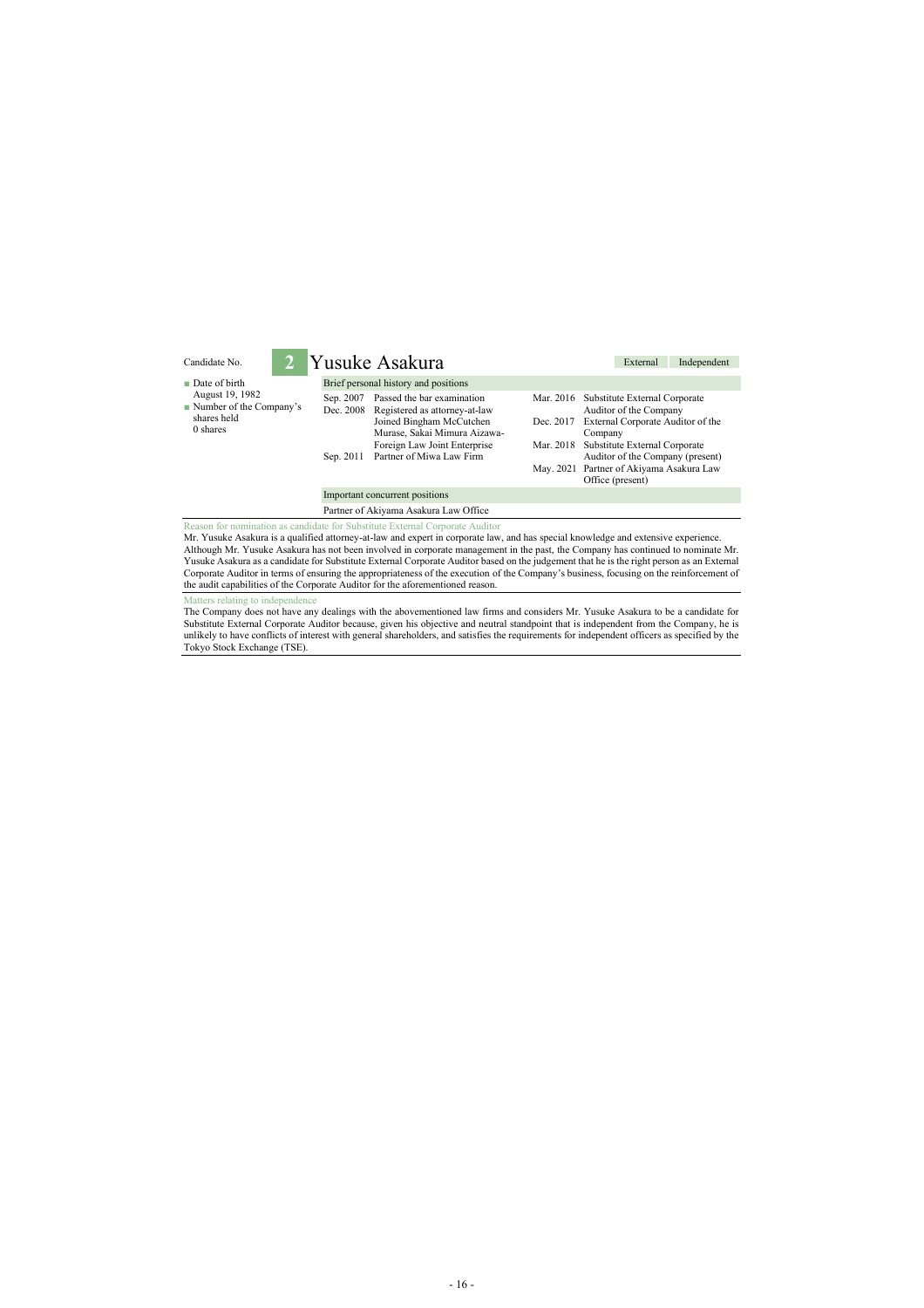Candidate No. **2** 

## Yusuke Asakura

External | Independent

- Date of birth
  August 19, 1982
- Number of the Company's shares held
  0 shares

**Brief personal history and positions**

| | |
|---|---|
| Sep. 2007 | Passed the bar examination |
| Dec. 2008 | Registered as attorney-at-law<br>Joined Bingham McCutchen Murase, Sakai Mimura Aizawa-Foreign Law Joint Enterprise |
| Sep. 2011 | Partner of Miwa Law Firm |
| Mar. 2016 | Substitute External Corporate Auditor of the Company |
| Dec. 2017 | External Corporate Auditor of the Company |
| Mar. 2018 | Substitute External Corporate Auditor of the Company (present) |
| May. 2021 | Partner of Akiyama Asakura Law Office (present) |

**Important concurrent positions**

Partner of Akiyama Asakura Law Office

Reason for nomination as candidate for Substitute External Corporate Auditor

Mr. Yusuke Asakura is a qualified attorney-at-law and expert in corporate law, and has special knowledge and extensive experience. Although Mr. Yusuke Asakura has not been involved in corporate management in the past, the Company has continued to nominate Mr. Yusuke Asakura as a candidate for Substitute External Corporate Auditor based on the judgement that he is the right person as an External Corporate Auditor in terms of ensuring the appropriateness of the execution of the Company's business, focusing on the reinforcement of the audit capabilities of the Corporate Auditor for the aforementioned reason.

Matters relating to independence

The Company does not have any dealings with the abovementioned law firms and considers Mr. Yusuke Asakura to be a candidate for Substitute External Corporate Auditor because, given his objective and neutral standpoint that is independent from the Company, he is unlikely to have conflicts of interest with general shareholders, and satisfies the requirements for independent officers as specified by the Tokyo Stock Exchange (TSE).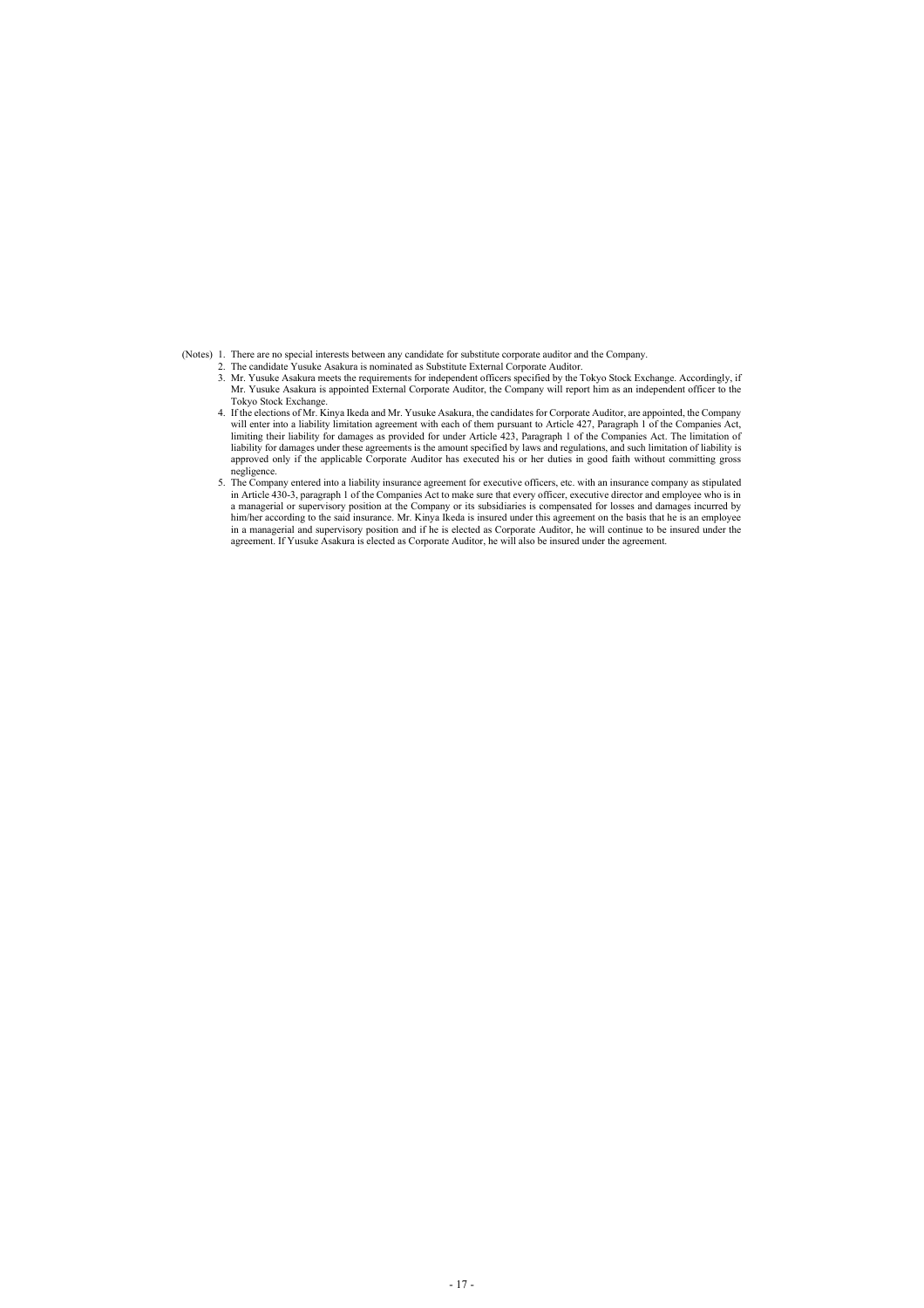(Notes) 1. There are no special interests between any candidate for substitute corporate auditor and the Company.

2. The candidate Yusuke Asakura is nominated as Substitute External Corporate Auditor.

3. Mr. Yusuke Asakura meets the requirements for independent officers specified by the Tokyo Stock Exchange. Accordingly, if Mr. Yusuke Asakura is appointed External Corporate Auditor, the Company will report him as an independent officer to the Tokyo Stock Exchange.

4. If the elections of Mr. Kinya Ikeda and Mr. Yusuke Asakura, the candidates for Corporate Auditor, are appointed, the Company will enter into a liability limitation agreement with each of them pursuant to Article 427, Paragraph 1 of the Companies Act, limiting their liability for damages as provided for under Article 423, Paragraph 1 of the Companies Act. The limitation of liability for damages under these agreements is the amount specified by laws and regulations, and such limitation of liability is approved only if the applicable Corporate Auditor has executed his or her duties in good faith without committing gross negligence.

5. The Company entered into a liability insurance agreement for executive officers, etc. with an insurance company as stipulated in Article 430-3, paragraph 1 of the Companies Act to make sure that every officer, executive director and employee who is in a managerial or supervisory position at the Company or its subsidiaries is compensated for losses and damages incurred by him/her according to the said insurance. Mr. Kinya Ikeda is insured under this agreement on the basis that he is an employee in a managerial and supervisory position and if he is elected as Corporate Auditor, he will continue to be insured under the agreement. If Yusuke Asakura is elected as Corporate Auditor, he will also be insured under the agreement.